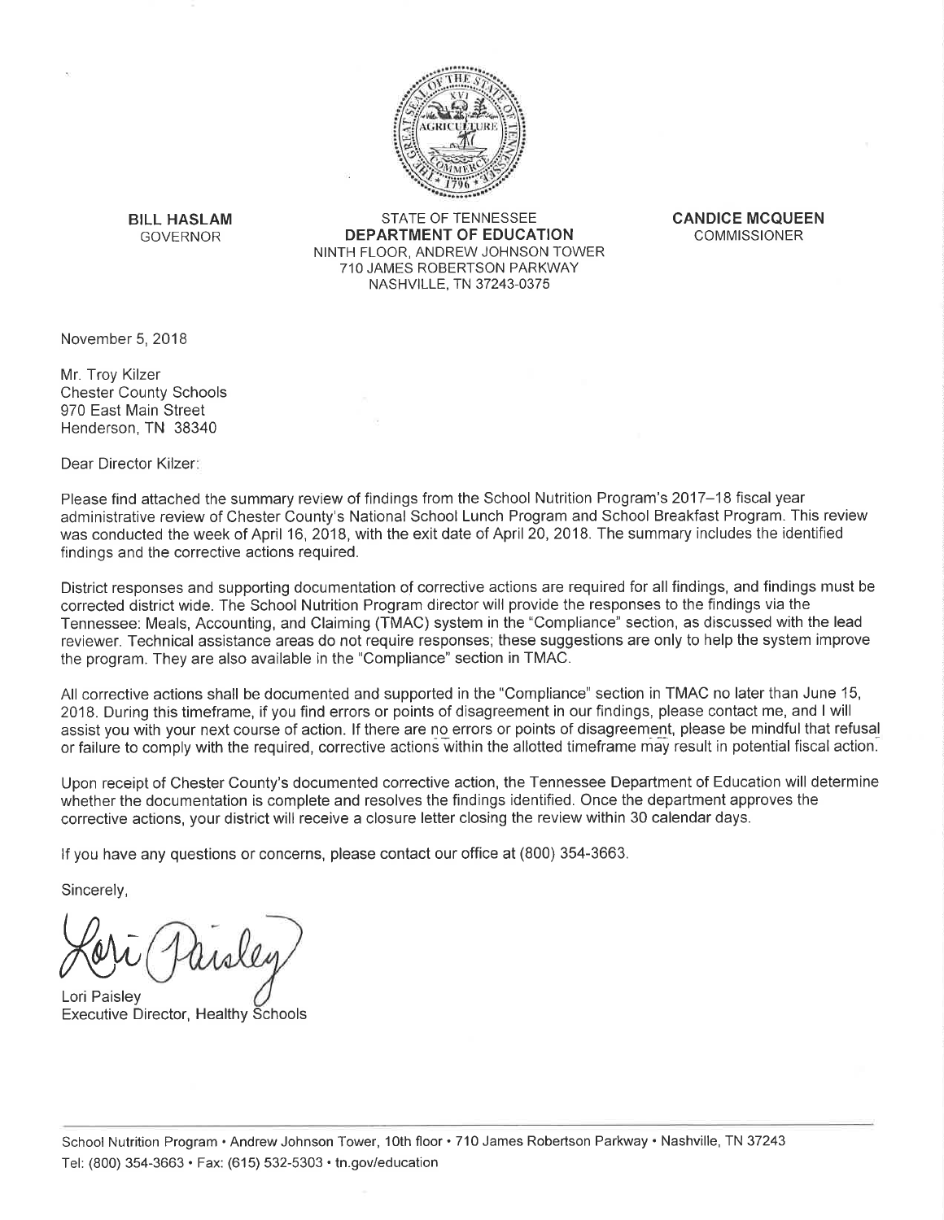**BILL HASLAM**
GOVERNOR

STATE OF TENNESSEE
**DEPARTMENT OF EDUCATION**
NINTH FLOOR, ANDREW JOHNSON TOWER
710 JAMES ROBERTSON PARKWAY
NASHVILLE, TN 37243-0375

**CANDICE MCQUEEN**
COMMISSIONER

November 5, 2018

Mr. Troy Kilzer
Chester County Schools
970 East Main Street
Henderson, TN 38340

Dear Director Kilzer:

Please find attached the summary review of findings from the School Nutrition Program's 2017–18 fiscal year administrative review of Chester County's National School Lunch Program and School Breakfast Program. This review was conducted the week of April 16, 2018, with the exit date of April 20, 2018. The summary includes the identified findings and the corrective actions required.

District responses and supporting documentation of corrective actions are required for all findings, and findings must be corrected district wide. The School Nutrition Program director will provide the responses to the findings via the Tennessee: Meals, Accounting, and Claiming (TMAC) system in the "Compliance" section, as discussed with the lead reviewer. Technical assistance areas do not require responses; these suggestions are only to help the system improve the program. They are also available in the "Compliance" section in TMAC.

All corrective actions shall be documented and supported in the "Compliance" section in TMAC no later than June 15, 2018. During this timeframe, if you find errors or points of disagreement in our findings, please contact me, and I will assist you with your next course of action. If there are no errors or points of disagreement, please be mindful that refusal or failure to comply with the required, corrective actions within the allotted timeframe may result in potential fiscal action.

Upon receipt of Chester County's documented corrective action, the Tennessee Department of Education will determine whether the documentation is complete and resolves the findings identified. Once the department approves the corrective actions, your district will receive a closure letter closing the review within 30 calendar days.

If you have any questions or concerns, please contact our office at (800) 354-3663.

Sincerely,

Lori Paisley
Executive Director, Healthy Schools

School Nutrition Program • Andrew Johnson Tower, 10th floor • 710 James Robertson Parkway • Nashville, TN 37243
Tel: (800) 354-3663 • Fax: (615) 532-5303 • tn.gov/education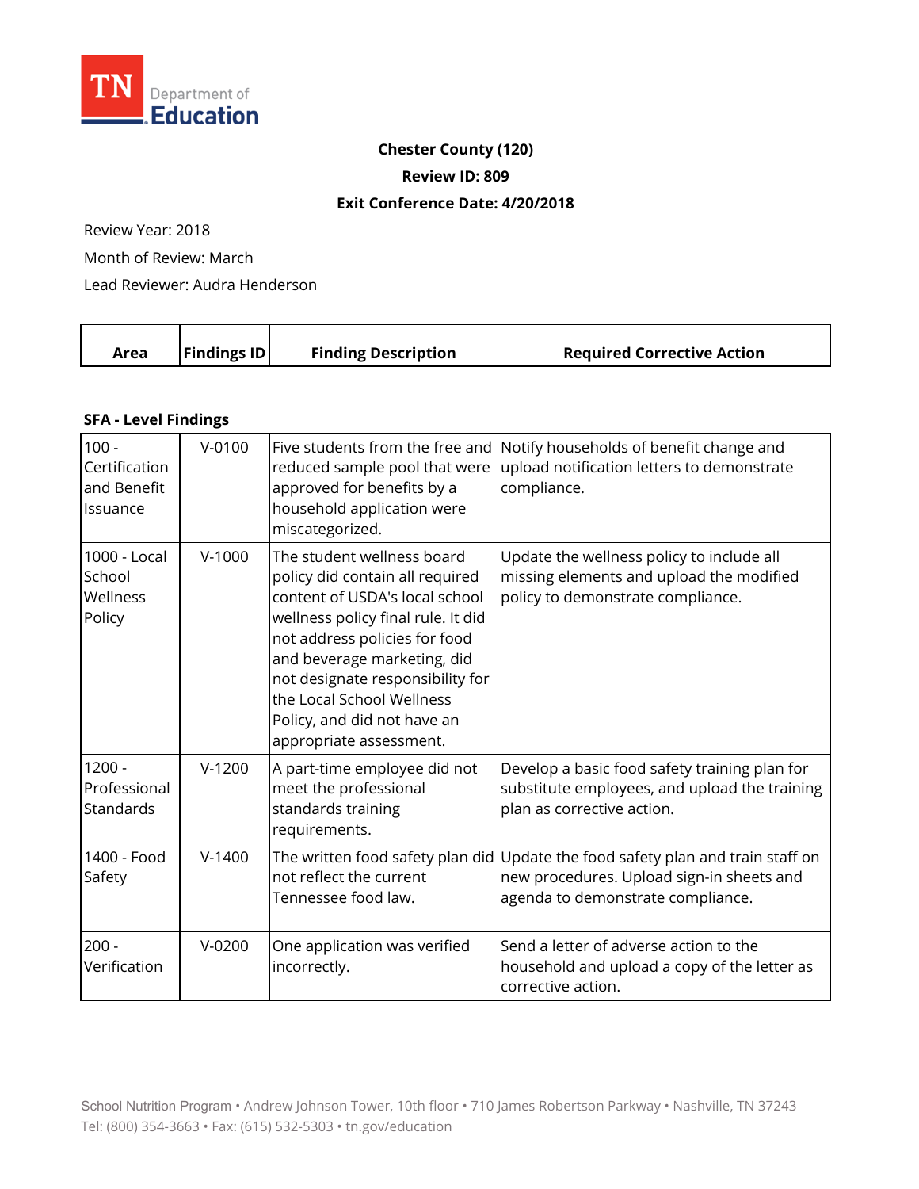**Chester County (120)**

**Review ID: 809**

**Exit Conference Date: 4/20/2018**

Review Year: 2018

Month of Review: March

Lead Reviewer: Audra Henderson

| Area | Findings ID | Finding Description | Required Corrective Action |
|---|---|---|---|
| **SFA - Level Findings** | | | |
| 100 - Certification and Benefit Issuance | V-0100 | Five students from the free and reduced sample pool that were approved for benefits by a household application were miscategorized. | Notify households of benefit change and upload notification letters to demonstrate compliance. |
| 1000 - Local School Wellness Policy | V-1000 | The student wellness board policy did contain all required content of USDA's local school wellness policy final rule. It did not address policies for food and beverage marketing, did not designate responsibility for the Local School Wellness Policy, and did not have an appropriate assessment. | Update the wellness policy to include all missing elements and upload the modified policy to demonstrate compliance. |
| 1200 - Professional Standards | V-1200 | A part-time employee did not meet the professional standards training requirements. | Develop a basic food safety training plan for substitute employees, and upload the training plan as corrective action. |
| 1400 - Food Safety | V-1400 | The written food safety plan did not reflect the current Tennessee food law. | Update the food safety plan and train staff on new procedures. Upload sign-in sheets and agenda to demonstrate compliance. |
| 200 - Verification | V-0200 | One application was verified incorrectly. | Send a letter of adverse action to the household and upload a copy of the letter as corrective action. |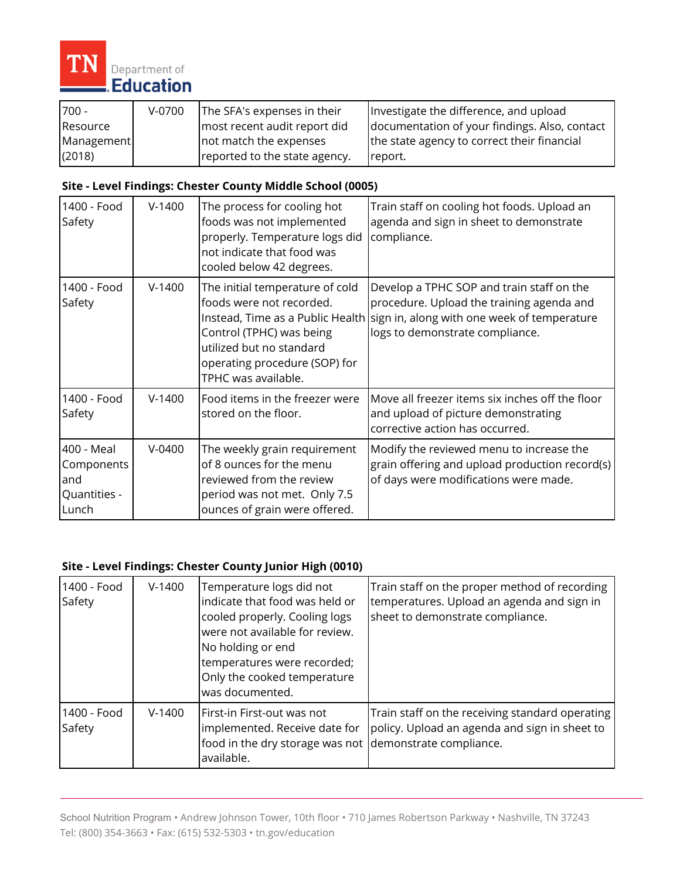| | | | |
|---|---|---|---|
| 700 - Resource Management (2018) | V-0700 | The SFA's expenses in their most recent audit report did not match the expenses reported to the state agency. | Investigate the difference, and upload documentation of your findings. Also, contact the state agency to correct their financial report. |

**Site - Level Findings: Chester County Middle School (0005)**

| | | | |
|---|---|---|---|
| 1400 - Food Safety | V-1400 | The process for cooling hot foods was not implemented properly. Temperature logs did not indicate that food was cooled below 42 degrees. | Train staff on cooling hot foods. Upload an agenda and sign in sheet to demonstrate compliance. |
| 1400 - Food Safety | V-1400 | The initial temperature of cold foods were not recorded. Instead, Time as a Public Health Control (TPHC) was being utilized but no standard operating procedure (SOP) for TPHC was available. | Develop a TPHC SOP and train staff on the procedure. Upload the training agenda and sign in, along with one week of temperature logs to demonstrate compliance. |
| 1400 - Food Safety | V-1400 | Food items in the freezer were stored on the floor. | Move all freezer items six inches off the floor and upload of picture demonstrating corrective action has occurred. |
| 400 - Meal Components and Quantities - Lunch | V-0400 | The weekly grain requirement of 8 ounces for the menu reviewed from the review period was not met. Only 7.5 ounces of grain were offered. | Modify the reviewed menu to increase the grain offering and upload production record(s) of days were modifications were made. |

**Site - Level Findings: Chester County Junior High (0010)**

| | | | |
|---|---|---|---|
| 1400 - Food Safety | V-1400 | Temperature logs did not indicate that food was held or cooled properly. Cooling logs were not available for review. No holding or end temperatures were recorded; Only the cooked temperature was documented. | Train staff on the proper method of recording temperatures. Upload an agenda and sign in sheet to demonstrate compliance. |
| 1400 - Food Safety | V-1400 | First-in First-out was not implemented. Receive date for food in the dry storage was not available. | Train staff on the receiving standard operating policy. Upload an agenda and sign in sheet to demonstrate compliance. |